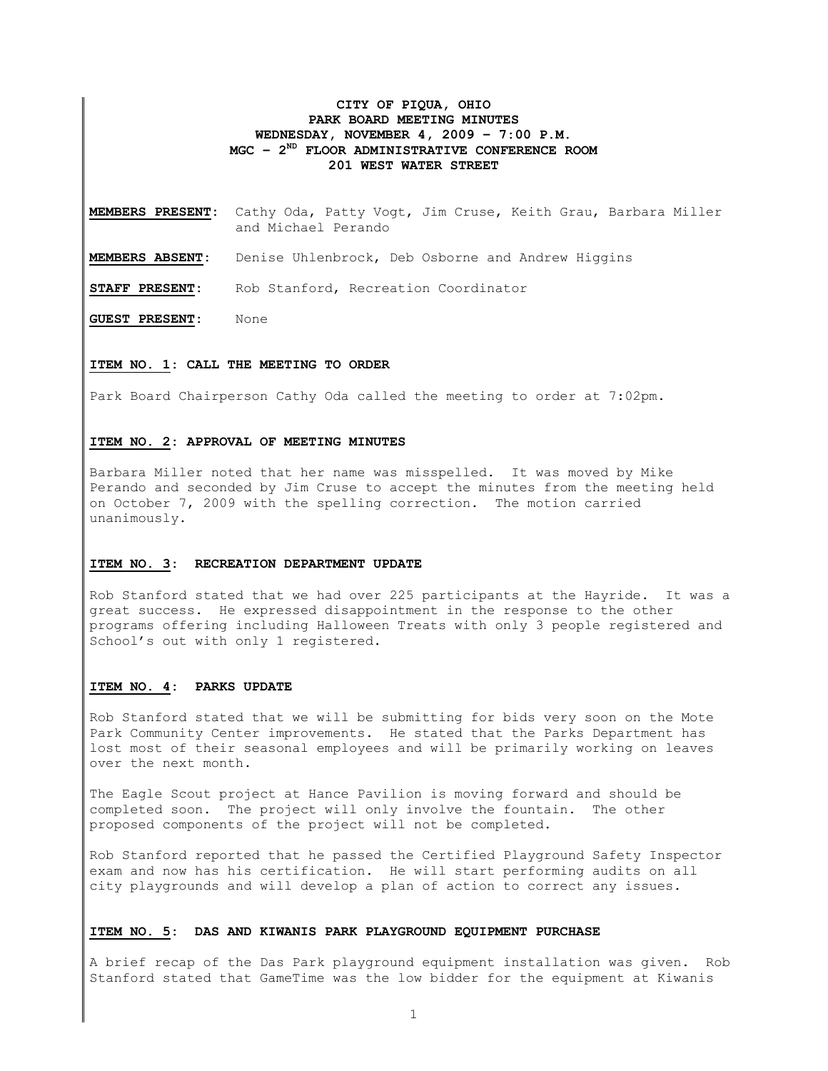**CITY OF PIQUA, OHIO**
**PARK BOARD MEETING MINUTES**
**WEDNESDAY, NOVEMBER 4, 2009 – 7:00 P.M.**
**MGC – 2ND FLOOR ADMINISTRATIVE CONFERENCE ROOM**
**201 WEST WATER STREET**

**MEMBERS PRESENT**: Cathy Oda, Patty Vogt, Jim Cruse, Keith Grau, Barbara Miller and Michael Perando

**MEMBERS ABSENT**: Denise Uhlenbrock, Deb Osborne and Andrew Higgins

**STAFF PRESENT**: Rob Stanford, Recreation Coordinator

**GUEST PRESENT**: None

**ITEM NO. 1: CALL THE MEETING TO ORDER**

Park Board Chairperson Cathy Oda called the meeting to order at 7:02pm.

**ITEM NO. 2: APPROVAL OF MEETING MINUTES**

Barbara Miller noted that her name was misspelled. It was moved by Mike Perando and seconded by Jim Cruse to accept the minutes from the meeting held on October 7, 2009 with the spelling correction. The motion carried unanimously.

**ITEM NO. 3: RECREATION DEPARTMENT UPDATE**

Rob Stanford stated that we had over 225 participants at the Hayride. It was a great success. He expressed disappointment in the response to the other programs offering including Halloween Treats with only 3 people registered and School's out with only 1 registered.

**ITEM NO. 4: PARKS UPDATE**

Rob Stanford stated that we will be submitting for bids very soon on the Mote Park Community Center improvements. He stated that the Parks Department has lost most of their seasonal employees and will be primarily working on leaves over the next month.

The Eagle Scout project at Hance Pavilion is moving forward and should be completed soon. The project will only involve the fountain. The other proposed components of the project will not be completed.

Rob Stanford reported that he passed the Certified Playground Safety Inspector exam and now has his certification. He will start performing audits on all city playgrounds and will develop a plan of action to correct any issues.

**ITEM NO. 5: DAS AND KIWANIS PARK PLAYGROUND EQUIPMENT PURCHASE**

A brief recap of the Das Park playground equipment installation was given. Rob Stanford stated that GameTime was the low bidder for the equipment at Kiwanis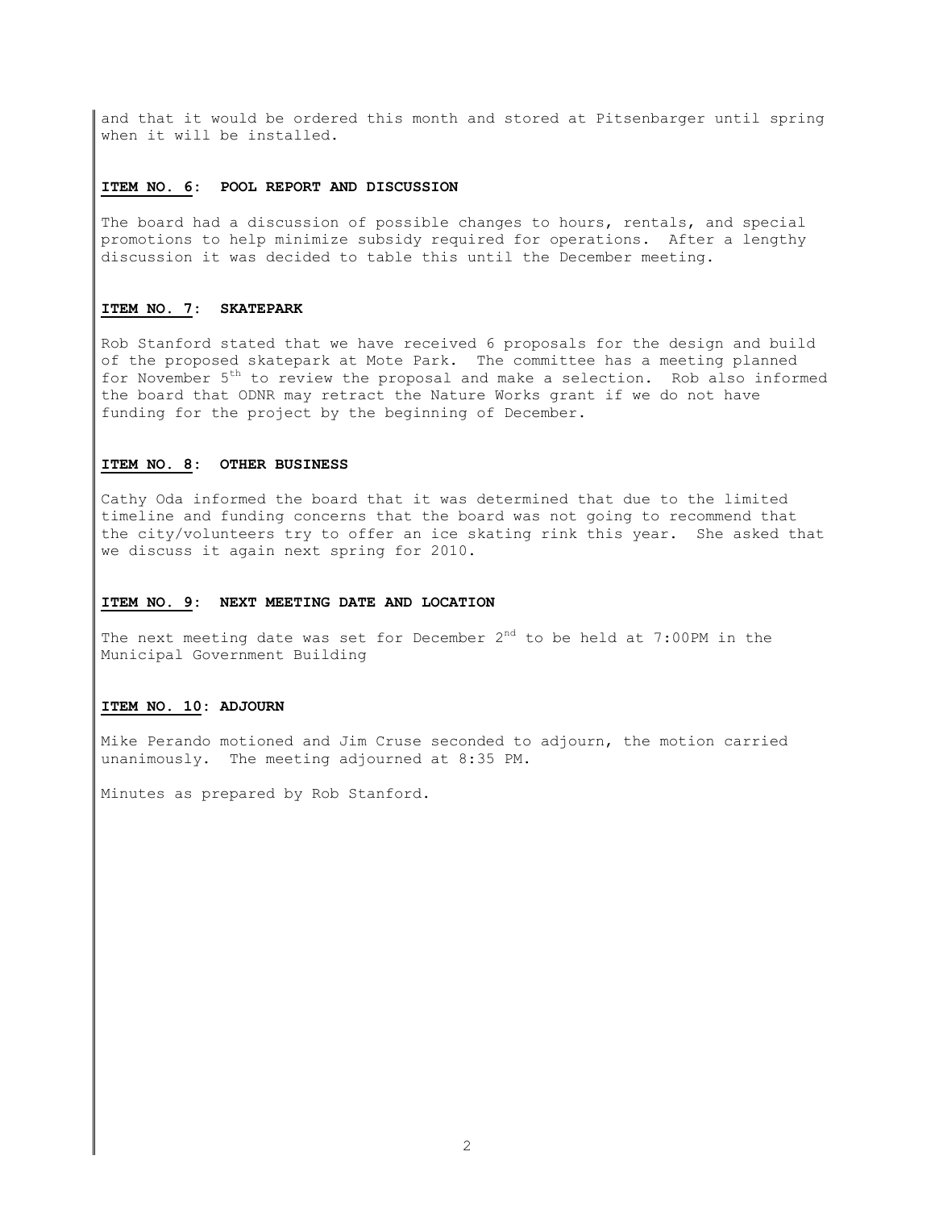and that it would be ordered this month and stored at Pitsenbarger until spring when it will be installed.

**ITEM NO. 6: POOL REPORT AND DISCUSSION**

The board had a discussion of possible changes to hours, rentals, and special promotions to help minimize subsidy required for operations. After a lengthy discussion it was decided to table this until the December meeting.

**ITEM NO. 7: SKATEPARK**

Rob Stanford stated that we have received 6 proposals for the design and build of the proposed skatepark at Mote Park. The committee has a meeting planned for November 5th to review the proposal and make a selection. Rob also informed the board that ODNR may retract the Nature Works grant if we do not have funding for the project by the beginning of December.

**ITEM NO. 8: OTHER BUSINESS**

Cathy Oda informed the board that it was determined that due to the limited timeline and funding concerns that the board was not going to recommend that the city/volunteers try to offer an ice skating rink this year. She asked that we discuss it again next spring for 2010.

**ITEM NO. 9: NEXT MEETING DATE AND LOCATION**

The next meeting date was set for December 2nd to be held at 7:00PM in the Municipal Government Building

**ITEM NO. 10: ADJOURN**

Mike Perando motioned and Jim Cruse seconded to adjourn, the motion carried unanimously. The meeting adjourned at 8:35 PM.

Minutes as prepared by Rob Stanford.